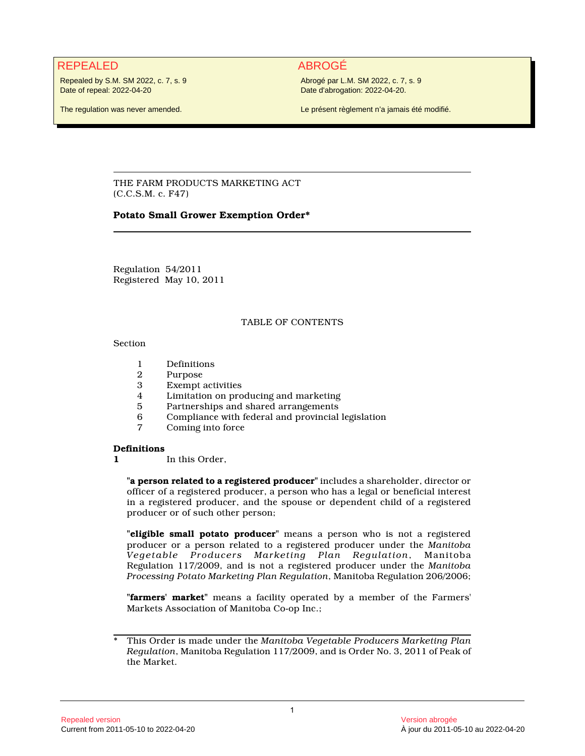REPEALED

Repealed by S.M. SM 2022, c. 7, s. 9
Date of repeal: 2022-04-20

The regulation was never amended.

ABROGÉ

Abrogé par L.M. SM 2022, c. 7, s. 9
Date d'abrogation: 2022-04-20.

Le présent règlement n'a jamais été modifié.

---

THE FARM PRODUCTS MARKETING ACT
(C.C.S.M. c. F47)

**Potato Small Grower Exemption Order***

---

Regulation 54/2011
Registered May 10, 2011

TABLE OF CONTENTS

Section

1 Definitions
2 Purpose
3 Exempt activities
4 Limitation on producing and marketing
5 Partnerships and shared arrangements
6 Compliance with federal and provincial legislation
7 Coming into force

**Definitions**

**1** In this Order,

"**a person related to a registered producer**" includes a shareholder, director or officer of a registered producer, a person who has a legal or beneficial interest in a registered producer, and the spouse or dependent child of a registered producer or of such other person;

"**eligible small potato producer**" means a person who is not a registered producer or a person related to a registered producer under the *Manitoba Vegetable Producers Marketing Plan Regulation*, Manitoba Regulation 117/2009, and is not a registered producer under the *Manitoba Processing Potato Marketing Plan Regulation*, Manitoba Regulation 206/2006;

"**farmers' market**" means a facility operated by a member of the Farmers' Markets Association of Manitoba Co-op Inc.;

---

\* This Order is made under the *Manitoba Vegetable Producers Marketing Plan Regulation*, Manitoba Regulation 117/2009, and is Order No. 3, 2011 of Peak of the Market.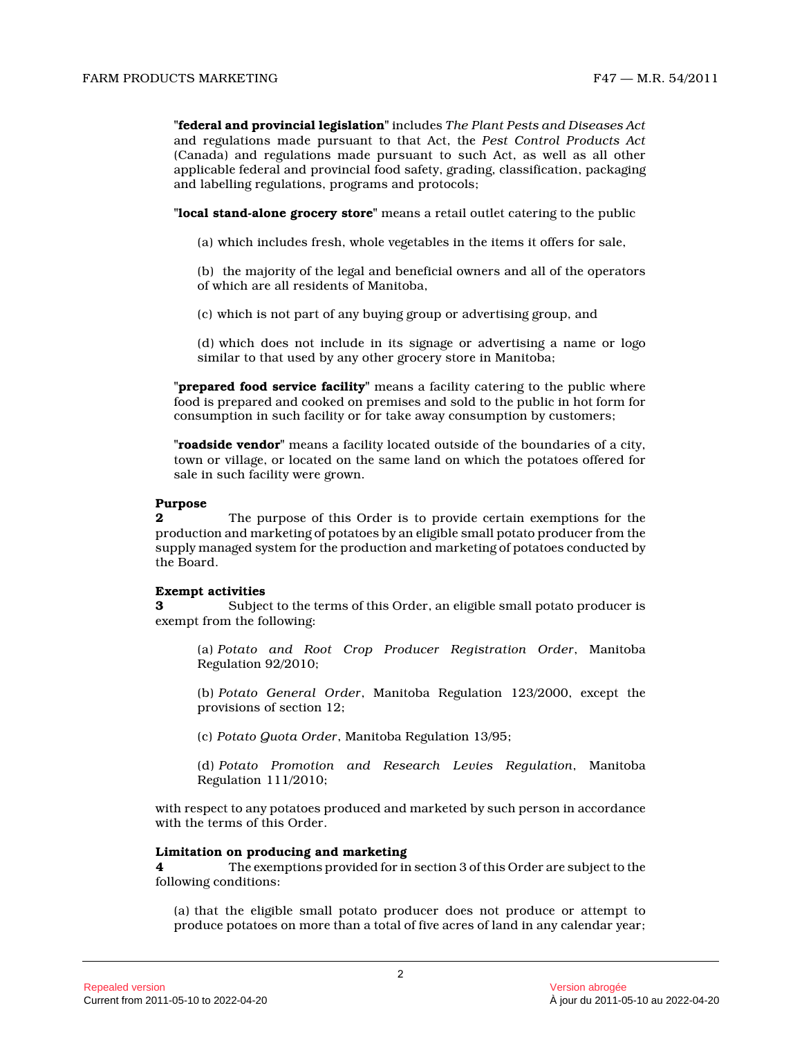"**federal and provincial legislation**" includes *The Plant Pests and Diseases Act* and regulations made pursuant to that Act, the *Pest Control Products Act* (Canada) and regulations made pursuant to such Act, as well as all other applicable federal and provincial food safety, grading, classification, packaging and labelling regulations, programs and protocols;

"**local stand-alone grocery store**" means a retail outlet catering to the public

(a) which includes fresh, whole vegetables in the items it offers for sale,

(b) the majority of the legal and beneficial owners and all of the operators of which are all residents of Manitoba,

(c) which is not part of any buying group or advertising group, and

(d) which does not include in its signage or advertising a name or logo similar to that used by any other grocery store in Manitoba;

"**prepared food service facility**" means a facility catering to the public where food is prepared and cooked on premises and sold to the public in hot form for consumption in such facility or for take away consumption by customers;

"**roadside vendor**" means a facility located outside of the boundaries of a city, town or village, or located on the same land on which the potatoes offered for sale in such facility were grown.

**Purpose**

**2** The purpose of this Order is to provide certain exemptions for the production and marketing of potatoes by an eligible small potato producer from the supply managed system for the production and marketing of potatoes conducted by the Board.

**Exempt activities**

**3** Subject to the terms of this Order, an eligible small potato producer is exempt from the following:

(a) *Potato and Root Crop Producer Registration Order*, Manitoba Regulation 92/2010;

(b) *Potato General Order*, Manitoba Regulation 123/2000, except the provisions of section 12;

(c) *Potato Quota Order*, Manitoba Regulation 13/95;

(d) *Potato Promotion and Research Levies Regulation*, Manitoba Regulation 111/2010;

with respect to any potatoes produced and marketed by such person in accordance with the terms of this Order.

**Limitation on producing and marketing**

**4** The exemptions provided for in section 3 of this Order are subject to the following conditions:

(a) that the eligible small potato producer does not produce or attempt to produce potatoes on more than a total of five acres of land in any calendar year;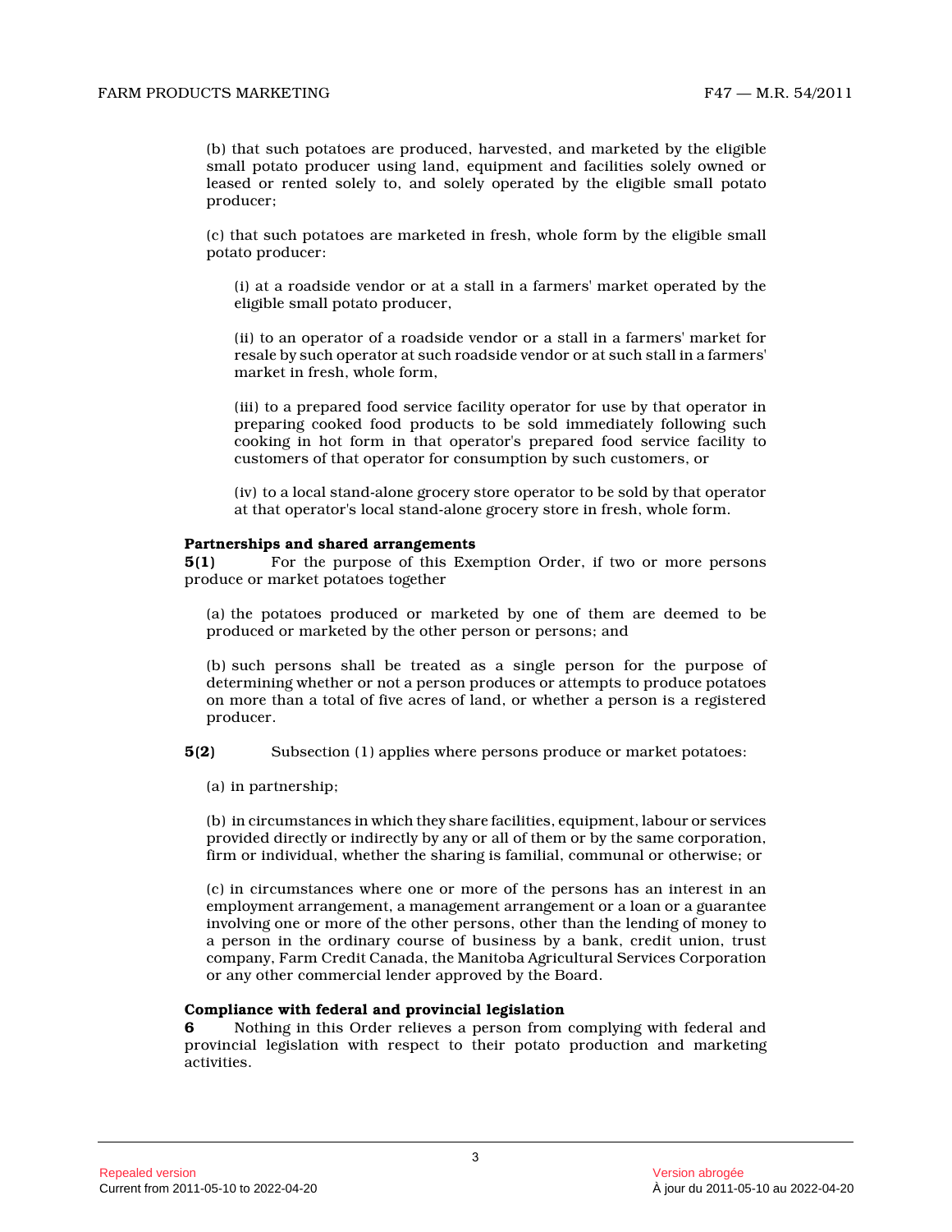(b) that such potatoes are produced, harvested, and marketed by the eligible small potato producer using land, equipment and facilities solely owned or leased or rented solely to, and solely operated by the eligible small potato producer;

(c) that such potatoes are marketed in fresh, whole form by the eligible small potato producer:

(i) at a roadside vendor or at a stall in a farmers' market operated by the eligible small potato producer,

(ii) to an operator of a roadside vendor or a stall in a farmers' market for resale by such operator at such roadside vendor or at such stall in a farmers' market in fresh, whole form,

(iii) to a prepared food service facility operator for use by that operator in preparing cooked food products to be sold immediately following such cooking in hot form in that operator's prepared food service facility to customers of that operator for consumption by such customers, or

(iv) to a local stand-alone grocery store operator to be sold by that operator at that operator's local stand-alone grocery store in fresh, whole form.

**Partnerships and shared arrangements**

**5(1)** For the purpose of this Exemption Order, if two or more persons produce or market potatoes together

(a) the potatoes produced or marketed by one of them are deemed to be produced or marketed by the other person or persons; and

(b) such persons shall be treated as a single person for the purpose of determining whether or not a person produces or attempts to produce potatoes on more than a total of five acres of land, or whether a person is a registered producer.

**5(2)** Subsection (1) applies where persons produce or market potatoes:

(a) in partnership;

(b) in circumstances in which they share facilities, equipment, labour or services provided directly or indirectly by any or all of them or by the same corporation, firm or individual, whether the sharing is familial, communal or otherwise; or

(c) in circumstances where one or more of the persons has an interest in an employment arrangement, a management arrangement or a loan or a guarantee involving one or more of the other persons, other than the lending of money to a person in the ordinary course of business by a bank, credit union, trust company, Farm Credit Canada, the Manitoba Agricultural Services Corporation or any other commercial lender approved by the Board.

**Compliance with federal and provincial legislation**

**6** Nothing in this Order relieves a person from complying with federal and provincial legislation with respect to their potato production and marketing activities.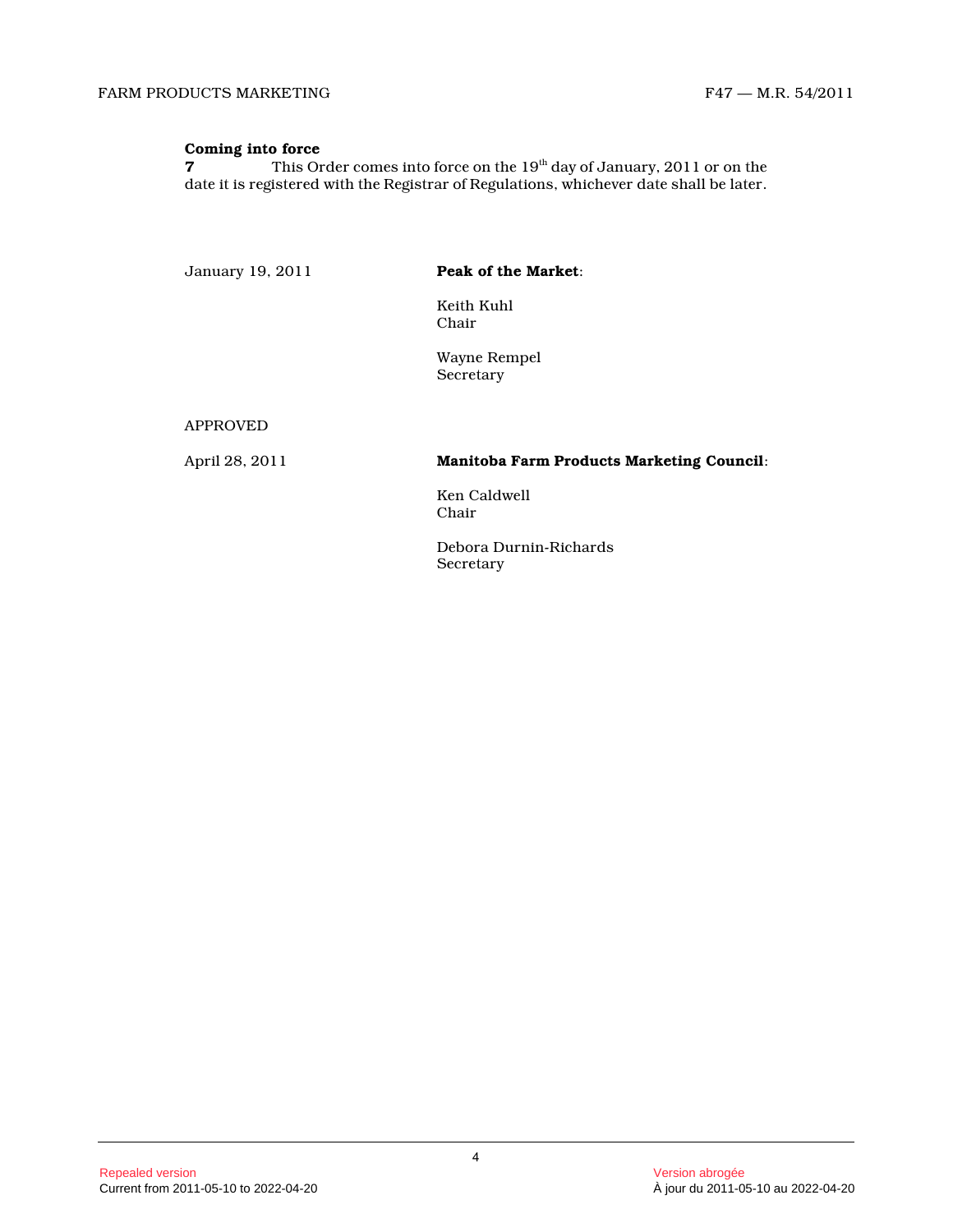**Coming into force**

**7** This Order comes into force on the 19th day of January, 2011 or on the date it is registered with the Registrar of Regulations, whichever date shall be later.

January 19, 2011

**Peak of the Market**:

Keith Kuhl
Chair

Wayne Rempel
Secretary

APPROVED

April 28, 2011

**Manitoba Farm Products Marketing Council**:

Ken Caldwell
Chair

Debora Durnin-Richards
Secretary